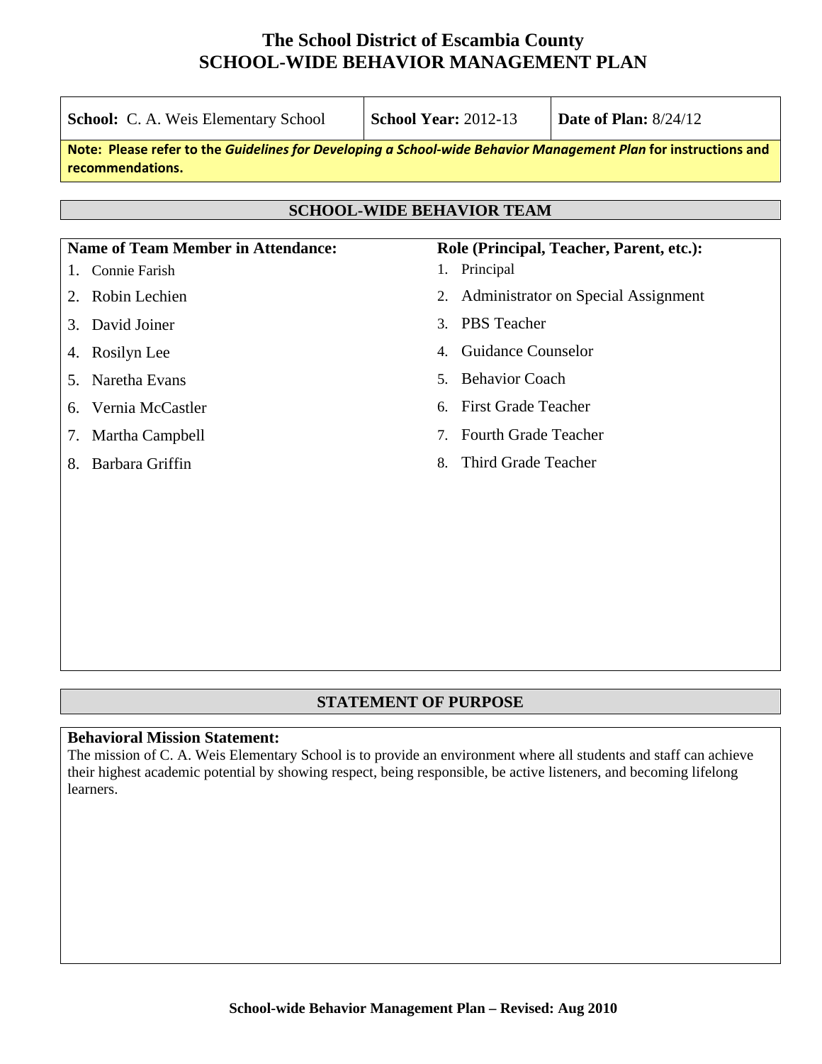# The School District of Escambia County
# SCHOOL-WIDE BEHAVIOR MANAGEMENT PLAN

| **School:** C. A. Weis Elementary School | **School Year:** 2012-13 | **Date of Plan:** 8/24/12 |
|---|---|---|

**Note: Please refer to the *Guidelines for Developing a School-wide Behavior Management Plan* for instructions and recommendations.**

## SCHOOL-WIDE BEHAVIOR TEAM

| Name of Team Member in Attendance: | Role (Principal, Teacher, Parent, etc.): |
|---|---|
| 1. Connie Farish | 1. Principal |
| 2. Robin Lechien | 2. Administrator on Special Assignment |
| 3. David Joiner | 3. PBS Teacher |
| 4. Rosilyn Lee | 4. Guidance Counselor |
| 5. Naretha Evans | 5. Behavior Coach |
| 6. Vernia McCastler | 6. First Grade Teacher |
| 7. Martha Campbell | 7. Fourth Grade Teacher |
| 8. Barbara Griffin | 8. Third Grade Teacher |

## STATEMENT OF PURPOSE

**Behavioral Mission Statement:**

The mission of C. A. Weis Elementary School is to provide an environment where all students and staff can achieve their highest academic potential by showing respect, being responsible, be active listeners, and becoming lifelong learners.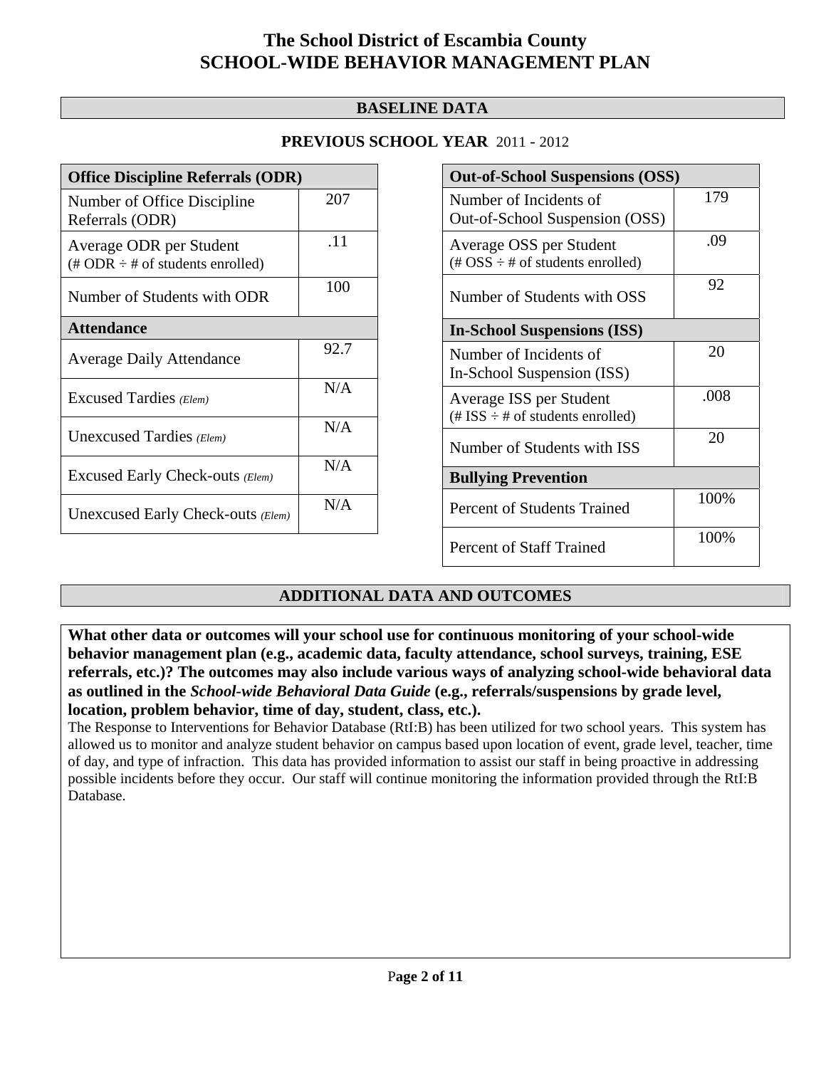# The School District of Escambia County
# SCHOOL-WIDE BEHAVIOR MANAGEMENT PLAN

## BASELINE DATA

### PREVIOUS SCHOOL YEAR 2011 - 2012

| Office Discipline Referrals (ODR) | |
|---|---|
| Number of Office Discipline Referrals (ODR) | 207 |
| Average ODR per Student (# ODR ÷ # of students enrolled) | .11 |
| Number of Students with ODR | 100 |
| **Attendance** | |
| Average Daily Attendance | 92.7 |
| Excused Tardies *(Elem)* | N/A |
| Unexcused Tardies *(Elem)* | N/A |
| Excused Early Check-outs *(Elem)* | N/A |
| Unexcused Early Check-outs *(Elem)* | N/A |

| Out-of-School Suspensions (OSS) | |
|---|---|
| Number of Incidents of Out-of-School Suspension (OSS) | 179 |
| Average OSS per Student (# OSS ÷ # of students enrolled) | .09 |
| Number of Students with OSS | 92 |
| **In-School Suspensions (ISS)** | |
| Number of Incidents of In-School Suspension (ISS) | 20 |
| Average ISS per Student (# ISS ÷ # of students enrolled) | .008 |
| Number of Students with ISS | 20 |
| **Bullying Prevention** | |
| Percent of Students Trained | 100% |
| Percent of Staff Trained | 100% |

## ADDITIONAL DATA AND OUTCOMES

**What other data or outcomes will your school use for continuous monitoring of your school-wide behavior management plan (e.g., academic data, faculty attendance, school surveys, training, ESE referrals, etc.)? The outcomes may also include various ways of analyzing school-wide behavioral data as outlined in the *School-wide Behavioral Data Guide* (e.g., referrals/suspensions by grade level, location, problem behavior, time of day, student, class, etc.).**

The Response to Interventions for Behavior Database (RtI:B) has been utilized for two school years. This system has allowed us to monitor and analyze student behavior on campus based upon location of event, grade level, teacher, time of day, and type of infraction. This data has provided information to assist our staff in being proactive in addressing possible incidents before they occur. Our staff will continue monitoring the information provided through the RtI:B Database.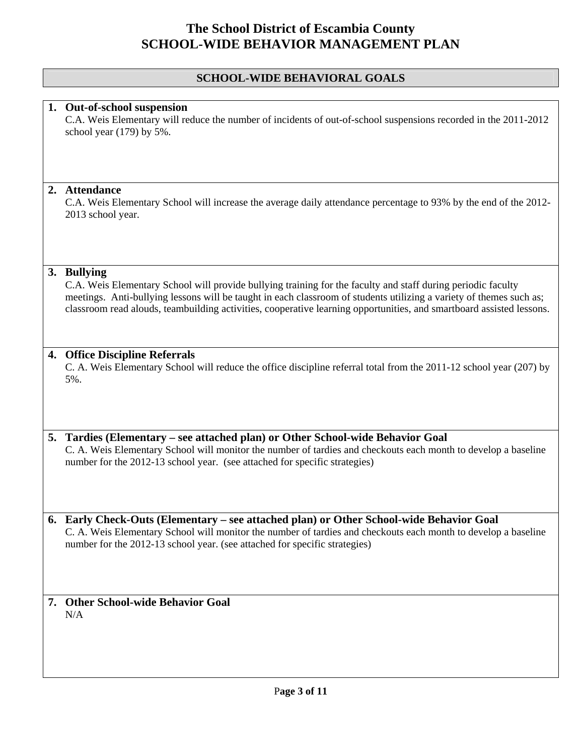# The School District of Escambia County
# SCHOOL-WIDE BEHAVIOR MANAGEMENT PLAN

## SCHOOL-WIDE BEHAVIORAL GOALS

1. **Out-of-school suspension**
   C.A. Weis Elementary will reduce the number of incidents of out-of-school suspensions recorded in the 2011-2012 school year (179) by 5%.

2. **Attendance**
   C.A. Weis Elementary School will increase the average daily attendance percentage to 93% by the end of the 2012-2013 school year.

3. **Bullying**
   C.A. Weis Elementary School will provide bullying training for the faculty and staff during periodic faculty meetings. Anti-bullying lessons will be taught in each classroom of students utilizing a variety of themes such as; classroom read alouds, teambuilding activities, cooperative learning opportunities, and smartboard assisted lessons.

4. **Office Discipline Referrals**
   C. A. Weis Elementary School will reduce the office discipline referral total from the 2011-12 school year (207) by 5%.

5. **Tardies (Elementary – see attached plan) or Other School-wide Behavior Goal**
   C. A. Weis Elementary School will monitor the number of tardies and checkouts each month to develop a baseline number for the 2012-13 school year. (see attached for specific strategies)

6. **Early Check-Outs (Elementary – see attached plan) or Other School-wide Behavior Goal**
   C. A. Weis Elementary School will monitor the number of tardies and checkouts each month to develop a baseline number for the 2012-13 school year. (see attached for specific strategies)

7. **Other School-wide Behavior Goal**
   N/A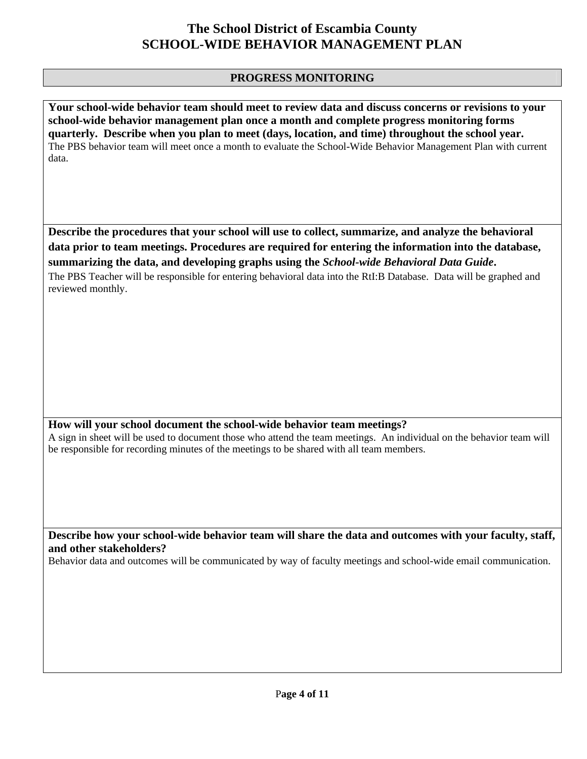# The School District of Escambia County
# SCHOOL-WIDE BEHAVIOR MANAGEMENT PLAN

## PROGRESS MONITORING

**Your school-wide behavior team should meet to review data and discuss concerns or revisions to your school-wide behavior management plan once a month and complete progress monitoring forms quarterly. Describe when you plan to meet (days, location, and time) throughout the school year.**

The PBS behavior team will meet once a month to evaluate the School-Wide Behavior Management Plan with current data.

**Describe the procedures that your school will use to collect, summarize, and analyze the behavioral data prior to team meetings. Procedures are required for entering the information into the database, summarizing the data, and developing graphs using the *School-wide Behavioral Data Guide*.**

The PBS Teacher will be responsible for entering behavioral data into the RtI:B Database. Data will be graphed and reviewed monthly.

**How will your school document the school-wide behavior team meetings?**

A sign in sheet will be used to document those who attend the team meetings. An individual on the behavior team will be responsible for recording minutes of the meetings to be shared with all team members.

**Describe how your school-wide behavior team will share the data and outcomes with your faculty, staff, and other stakeholders?**

Behavior data and outcomes will be communicated by way of faculty meetings and school-wide email communication.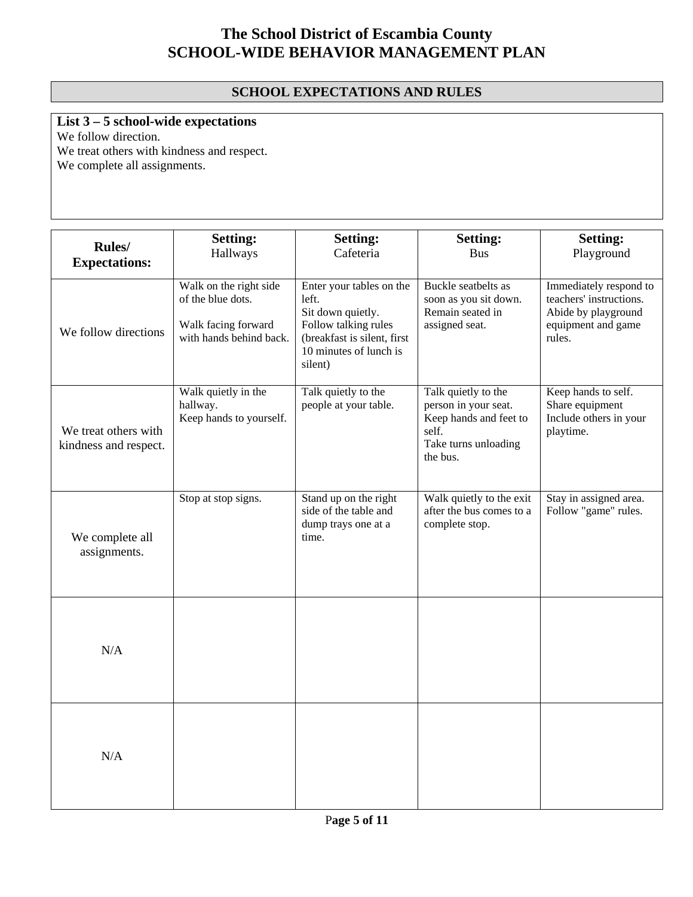# The School District of Escambia County
# SCHOOL-WIDE BEHAVIOR MANAGEMENT PLAN

## SCHOOL EXPECTATIONS AND RULES

**List 3 – 5 school-wide expectations**

We follow direction.
We treat others with kindness and respect.
We complete all assignments.

| **Rules/ Expectations:** | **Setting:** Hallways | **Setting:** Cafeteria | **Setting:** Bus | **Setting:** Playground |
|---|---|---|---|---|
| We follow directions | Walk on the right side of the blue dots.<br><br>Walk facing forward with hands behind back. | Enter your tables on the left.<br>Sit down quietly.<br>Follow talking rules (breakfast is silent, first 10 minutes of lunch is silent) | Buckle seatbelts as soon as you sit down.<br>Remain seated in assigned seat. | Immediately respond to teachers' instructions.<br>Abide by playground equipment and game rules. |
| We treat others with kindness and respect. | Walk quietly in the hallway.<br>Keep hands to yourself. | Talk quietly to the people at your table. | Talk quietly to the person in your seat.<br>Keep hands and feet to self.<br>Take turns unloading the bus. | Keep hands to self.<br>Share equipment<br>Include others in your playtime. |
| We complete all assignments. | Stop at stop signs. | Stand up on the right side of the table and dump trays one at a time. | Walk quietly to the exit after the bus comes to a complete stop. | Stay in assigned area.<br>Follow "game" rules. |
| N/A | | | | |
| N/A | | | | |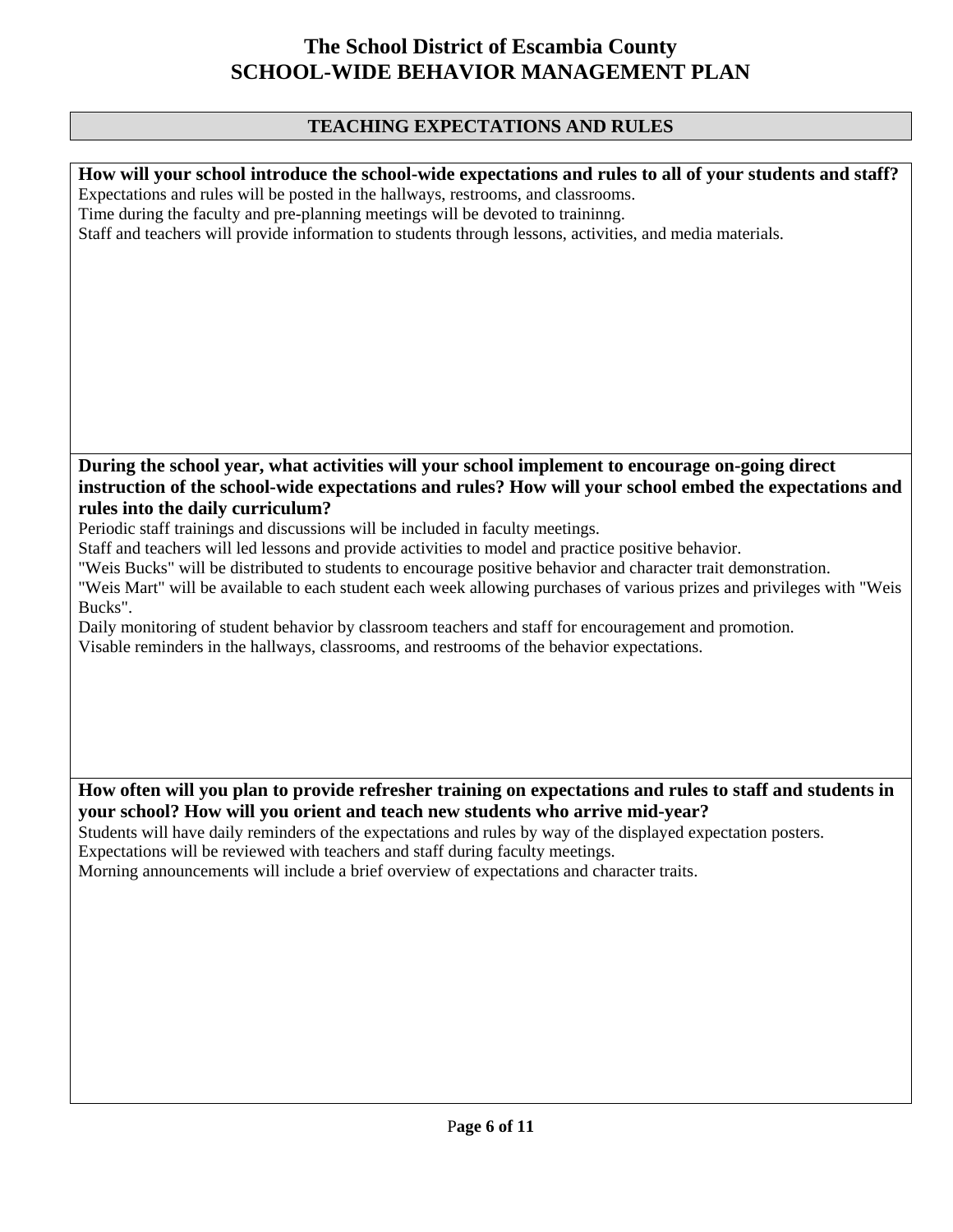# The School District of Escambia County
# SCHOOL-WIDE BEHAVIOR MANAGEMENT PLAN

## TEACHING EXPECTATIONS AND RULES

**How will your school introduce the school-wide expectations and rules to all of your students and staff?**

Expectations and rules will be posted in the hallways, restrooms, and classrooms.
Time during the faculty and pre-planning meetings will be devoted to traininng.
Staff and teachers will provide information to students through lessons, activities, and media materials.

**During the school year, what activities will your school implement to encourage on-going direct instruction of the school-wide expectations and rules? How will your school embed the expectations and rules into the daily curriculum?**

Periodic staff trainings and discussions will be included in faculty meetings.
Staff and teachers will led lessons and provide activities to model and practice positive behavior.
"Weis Bucks" will be distributed to students to encourage positive behavior and character trait demonstration.
"Weis Mart" will be available to each student each week allowing purchases of various prizes and privileges with "Weis Bucks".
Daily monitoring of student behavior by classroom teachers and staff for encouragement and promotion.
Visable reminders in the hallways, classrooms, and restrooms of the behavior expectations.

**How often will you plan to provide refresher training on expectations and rules to staff and students in your school? How will you orient and teach new students who arrive mid-year?**

Students will have daily reminders of the expectations and rules by way of the displayed expectation posters.
Expectations will be reviewed with teachers and staff during faculty meetings.
Morning announcements will include a brief overview of expectations and character traits.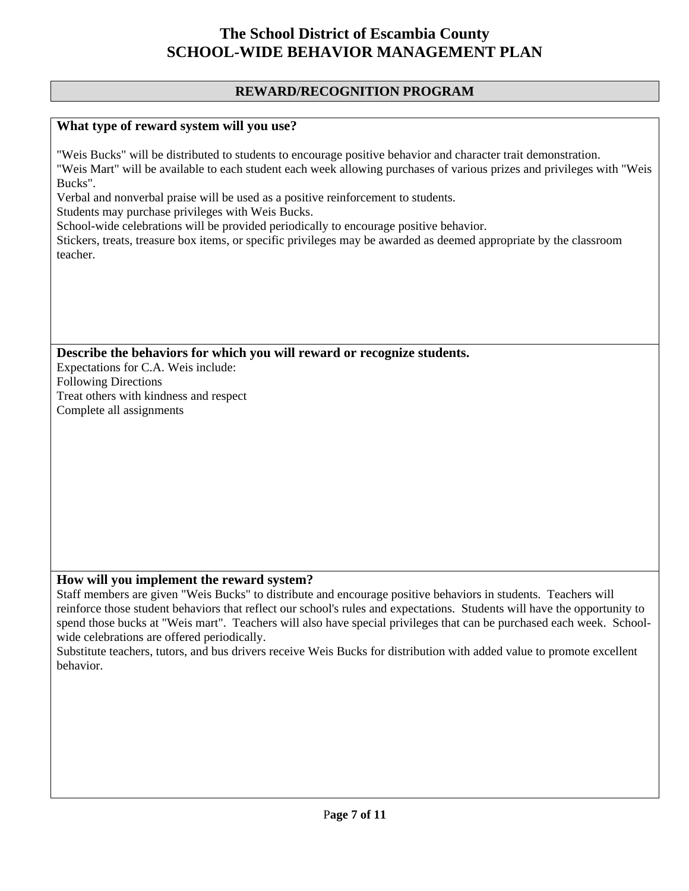# The School District of Escambia County
# SCHOOL-WIDE BEHAVIOR MANAGEMENT PLAN

## REWARD/RECOGNITION PROGRAM

### What type of reward system will you use?

"Weis Bucks" will be distributed to students to encourage positive behavior and character trait demonstration.
"Weis Mart" will be available to each student each week allowing purchases of various prizes and privileges with "Weis Bucks".
Verbal and nonverbal praise will be used as a positive reinforcement to students.
Students may purchase privileges with Weis Bucks.
School-wide celebrations will be provided periodically to encourage positive behavior.
Stickers, treats, treasure box items, or specific privileges may be awarded as deemed appropriate by the classroom teacher.

### Describe the behaviors for which you will reward or recognize students.

Expectations for C.A. Weis include:
Following Directions
Treat others with kindness and respect
Complete all assignments

### How will you implement the reward system?

Staff members are given "Weis Bucks" to distribute and encourage positive behaviors in students. Teachers will reinforce those student behaviors that reflect our school's rules and expectations. Students will have the opportunity to spend those bucks at "Weis mart". Teachers will also have special privileges that can be purchased each week. School-wide celebrations are offered periodically.
Substitute teachers, tutors, and bus drivers receive Weis Bucks for distribution with added value to promote excellent behavior.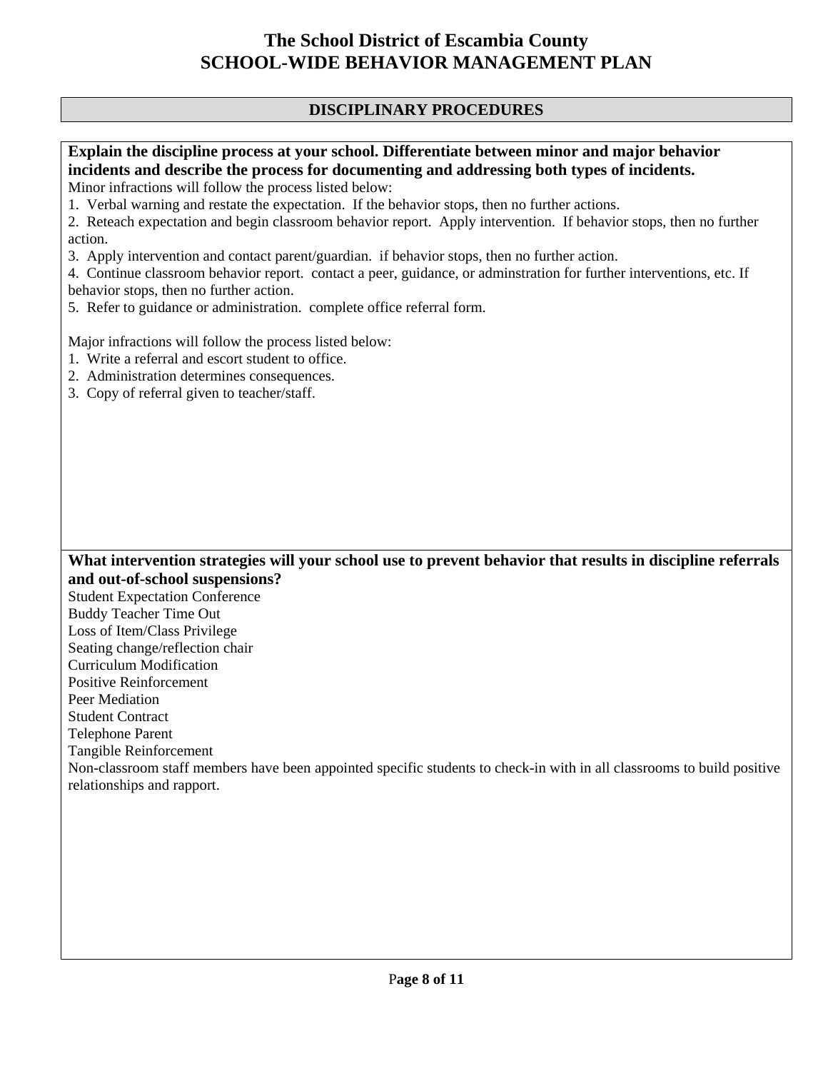# The School District of Escambia County
# SCHOOL-WIDE BEHAVIOR MANAGEMENT PLAN

## DISCIPLINARY PROCEDURES

**Explain the discipline process at your school. Differentiate between minor and major behavior incidents and describe the process for documenting and addressing both types of incidents.**

Minor infractions will follow the process listed below:

1. Verbal warning and restate the expectation. If the behavior stops, then no further actions.
2. Reteach expectation and begin classroom behavior report. Apply intervention. If behavior stops, then no further action.
3. Apply intervention and contact parent/guardian. if behavior stops, then no further action.
4. Continue classroom behavior report. contact a peer, guidance, or adminstration for further interventions, etc. If behavior stops, then no further action.
5. Refer to guidance or administration. complete office referral form.

Major infractions will follow the process listed below:

1. Write a referral and escort student to office.
2. Administration determines consequences.
3. Copy of referral given to teacher/staff.

**What intervention strategies will your school use to prevent behavior that results in discipline referrals and out-of-school suspensions?**

Student Expectation Conference
Buddy Teacher Time Out
Loss of Item/Class Privilege
Seating change/reflection chair
Curriculum Modification
Positive Reinforcement
Peer Mediation
Student Contract
Telephone Parent
Tangible Reinforcement
Non-classroom staff members have been appointed specific students to check-in with in all classrooms to build positive relationships and rapport.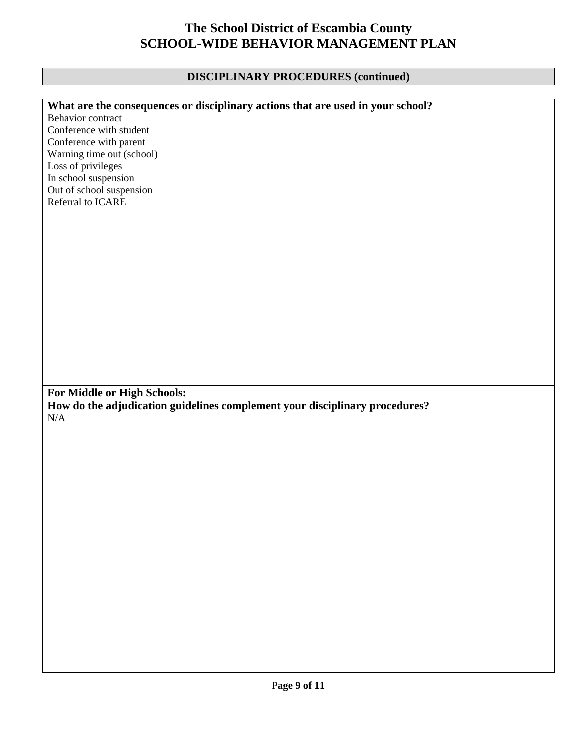# The School District of Escambia County
# SCHOOL-WIDE BEHAVIOR MANAGEMENT PLAN

## DISCIPLINARY PROCEDURES (continued)

**What are the consequences or disciplinary actions that are used in your school?**

Behavior contract
Conference with student
Conference with parent
Warning time out (school)
Loss of privileges
In school suspension
Out of school suspension
Referral to ICARE

**For Middle or High Schools:**
**How do the adjudication guidelines complement your disciplinary procedures?**

N/A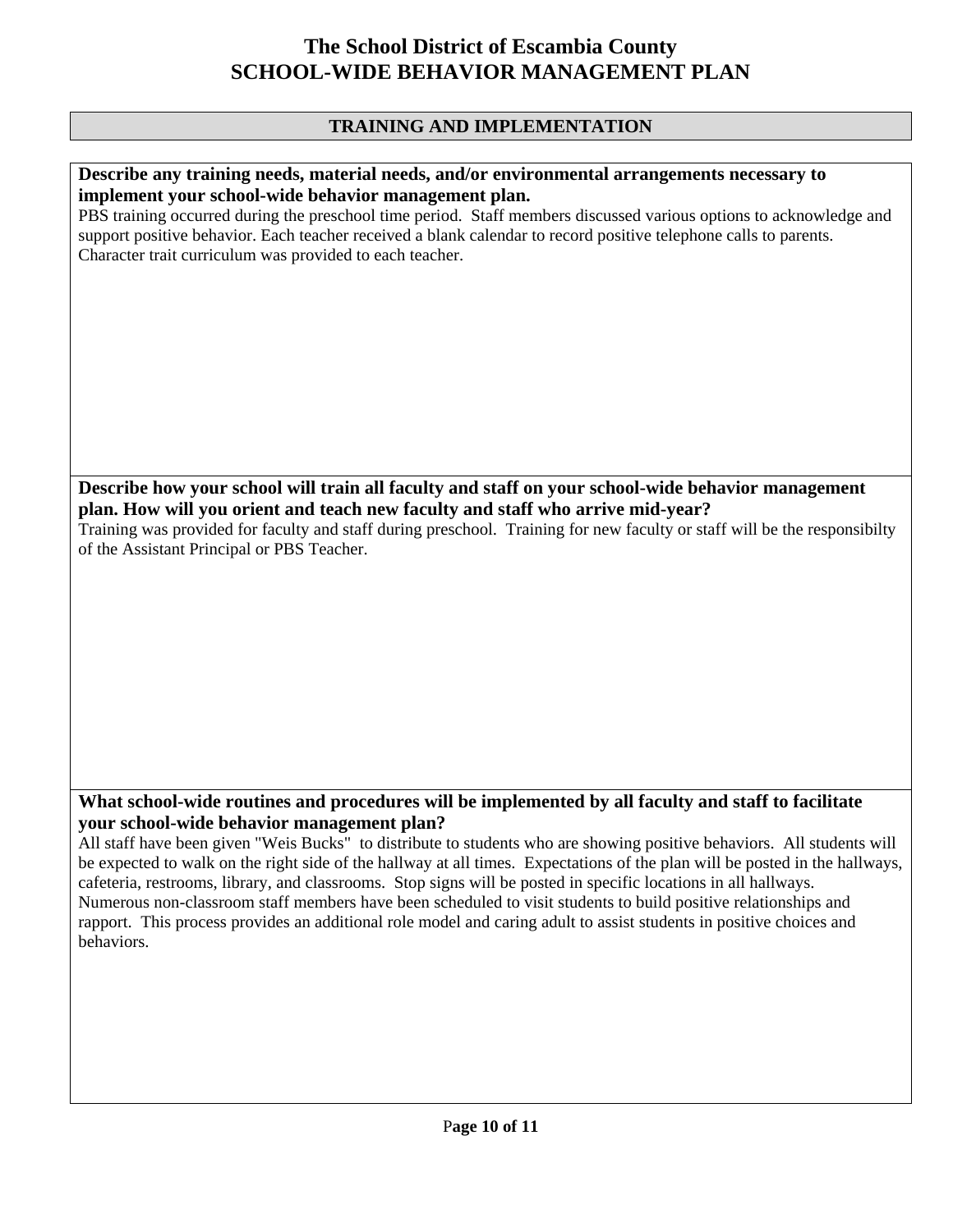# The School District of Escambia County
# SCHOOL-WIDE BEHAVIOR MANAGEMENT PLAN

## TRAINING AND IMPLEMENTATION

**Describe any training needs, material needs, and/or environmental arrangements necessary to implement your school-wide behavior management plan.**

PBS training occurred during the preschool time period. Staff members discussed various options to acknowledge and support positive behavior. Each teacher received a blank calendar to record positive telephone calls to parents. Character trait curriculum was provided to each teacher.

**Describe how your school will train all faculty and staff on your school-wide behavior management plan. How will you orient and teach new faculty and staff who arrive mid-year?**

Training was provided for faculty and staff during preschool. Training for new faculty or staff will be the responsibilty of the Assistant Principal or PBS Teacher.

**What school-wide routines and procedures will be implemented by all faculty and staff to facilitate your school-wide behavior management plan?**

All staff have been given "Weis Bucks" to distribute to students who are showing positive behaviors. All students will be expected to walk on the right side of the hallway at all times. Expectations of the plan will be posted in the hallways, cafeteria, restrooms, library, and classrooms. Stop signs will be posted in specific locations in all hallways. Numerous non-classroom staff members have been scheduled to visit students to build positive relationships and rapport. This process provides an additional role model and caring adult to assist students in positive choices and behaviors.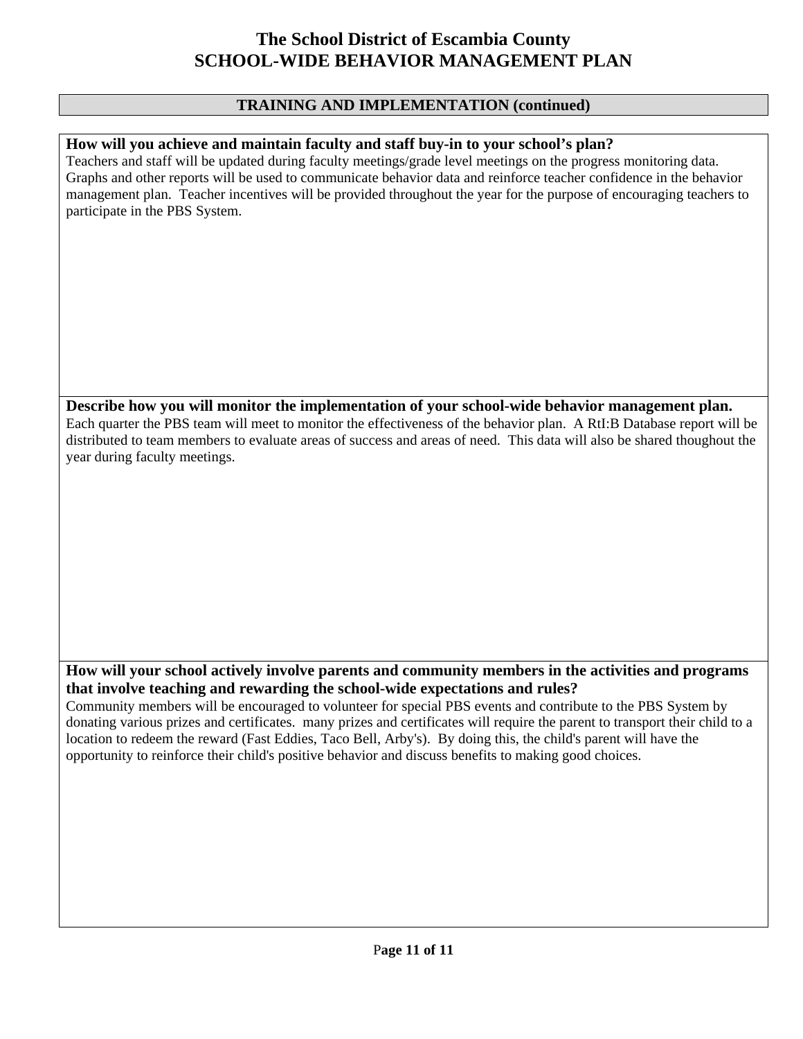# The School District of Escambia County
# SCHOOL-WIDE BEHAVIOR MANAGEMENT PLAN

## TRAINING AND IMPLEMENTATION (continued)

**How will you achieve and maintain faculty and staff buy-in to your school's plan?**

Teachers and staff will be updated during faculty meetings/grade level meetings on the progress monitoring data. Graphs and other reports will be used to communicate behavior data and reinforce teacher confidence in the behavior management plan. Teacher incentives will be provided throughout the year for the purpose of encouraging teachers to participate in the PBS System.

**Describe how you will monitor the implementation of your school-wide behavior management plan.**

Each quarter the PBS team will meet to monitor the effectiveness of the behavior plan. A RtI:B Database report will be distributed to team members to evaluate areas of success and areas of need. This data will also be shared thoughout the year during faculty meetings.

**How will your school actively involve parents and community members in the activities and programs that involve teaching and rewarding the school-wide expectations and rules?**

Community members will be encouraged to volunteer for special PBS events and contribute to the PBS System by donating various prizes and certificates. many prizes and certificates will require the parent to transport their child to a location to redeem the reward (Fast Eddies, Taco Bell, Arby's). By doing this, the child's parent will have the opportunity to reinforce their child's positive behavior and discuss benefits to making good choices.